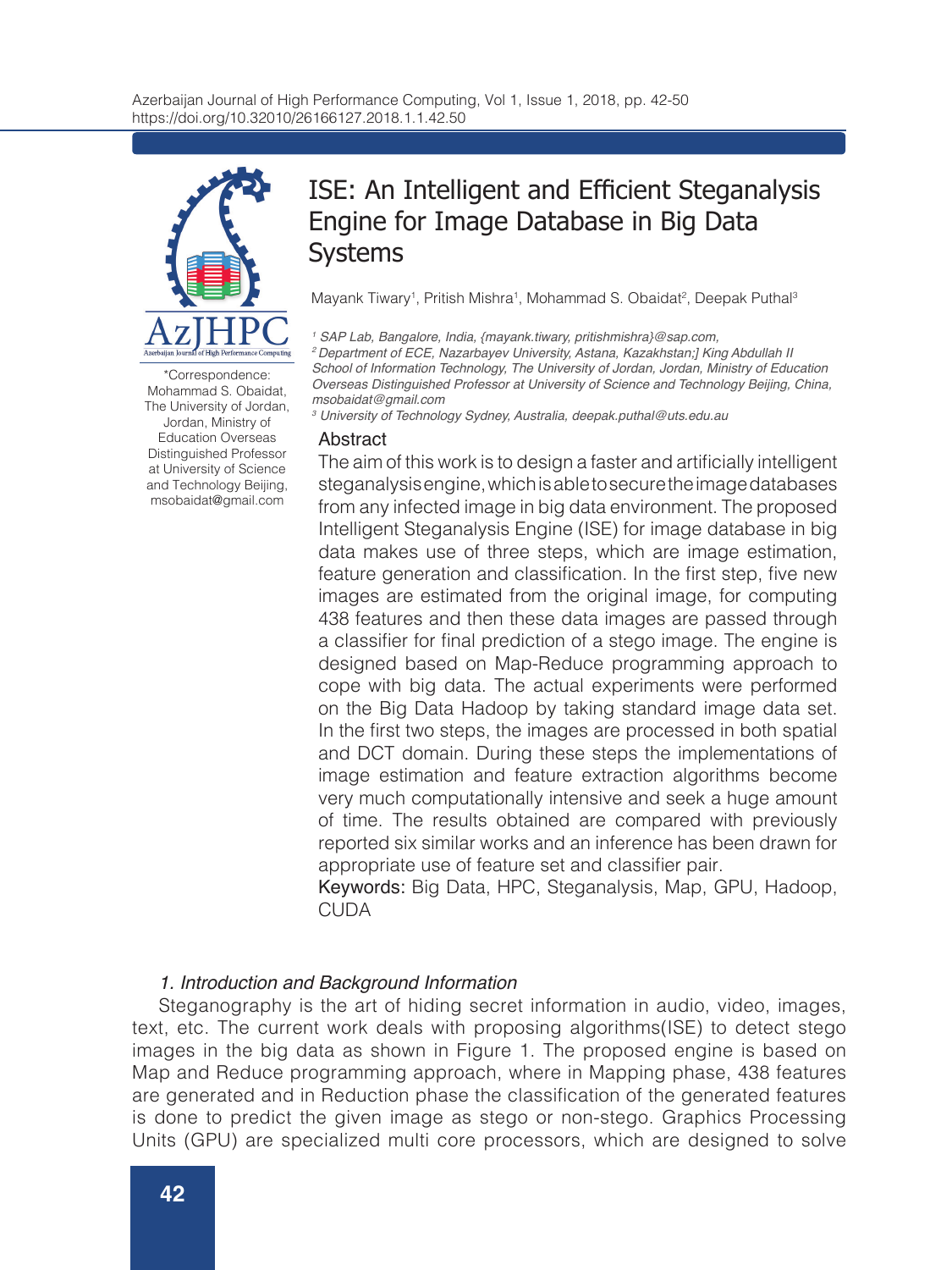# ISE: An Intelligent and Efficient Steganalysis Engine for Image Database in Big Data Systems

Mayank Tiwary[1], Pritish Mishra[1], Mohammad S. Obaidat[2], Deepak Puthal[3]

[1] *SAP Lab, Bangalore, India, {mayank.tiwary, pritishmishra}@sap.com,*
[2] *Department of ECE, Nazarbayev University, Astana, Kazakhstan;] King Abdullah II School of Information Technology, The University of Jordan, Jordan, Ministry of Education Overseas Distinguished Professor at University of Science and Technology Beijing, China, msobaidat@gmail.com*
[3] *University of Technology Sydney, Australia, deepak.puthal@uts.edu.au*

*Correspondence: Mohammad S. Obaidat, The University of Jordan, Jordan, Ministry of Education Overseas Distinguished Professor at University of Science and Technology Beijing, msobaidat@gmail.com

## Abstract

The aim of this work is to design a faster and artificially intelligent steganalysis engine, which is able to secure the image databases from any infected image in big data environment. The proposed Intelligent Steganalysis Engine (ISE) for image database in big data makes use of three steps, which are image estimation, feature generation and classification. In the first step, five new images are estimated from the original image, for computing 438 features and then these data images are passed through a classifier for final prediction of a stego image. The engine is designed based on Map-Reduce programming approach to cope with big data. The actual experiments were performed on the Big Data Hadoop by taking standard image data set. In the first two steps, the images are processed in both spatial and DCT domain. During these steps the implementations of image estimation and feature extraction algorithms become very much computationally intensive and seek a huge amount of time. The results obtained are compared with previously reported six similar works and an inference has been drawn for appropriate use of feature set and classifier pair.

**Keywords:** Big Data, HPC, Steganalysis, Map, GPU, Hadoop, CUDA

## *1. Introduction and Background Information*

Steganography is the art of hiding secret information in audio, video, images, text, etc. The current work deals with proposing algorithms(ISE) to detect stego images in the big data as shown in Figure 1. The proposed engine is based on Map and Reduce programming approach, where in Mapping phase, 438 features are generated and in Reduction phase the classification of the generated features is done to predict the given image as stego or non-stego. Graphics Processing Units (GPU) are specialized multi core processors, which are designed to solve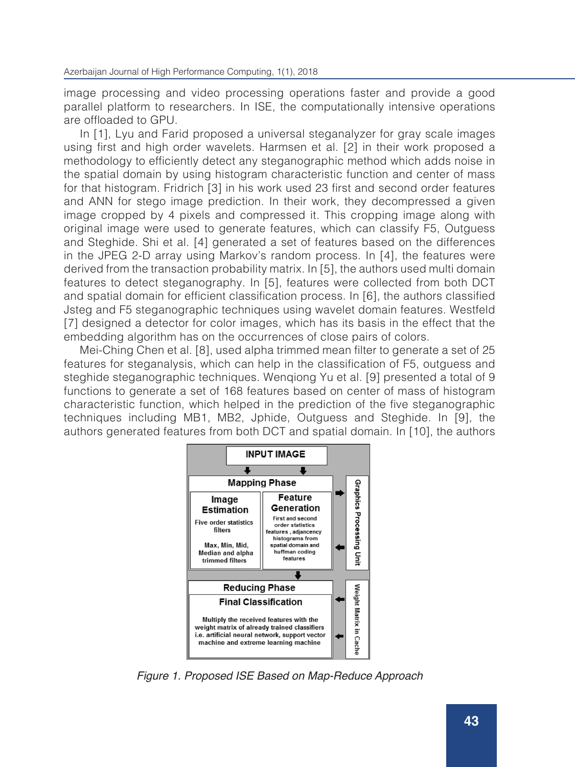image processing and video processing operations faster and provide a good parallel platform to researchers. In ISE, the computationally intensive operations are offloaded to GPU.

In [1], Lyu and Farid proposed a universal steganalyzer for gray scale images using first and high order wavelets. Harmsen et al. [2] in their work proposed a methodology to efficiently detect any steganographic method which adds noise in the spatial domain by using histogram characteristic function and center of mass for that histogram. Fridrich [3] in his work used 23 first and second order features and ANN for stego image prediction. In their work, they decompressed a given image cropped by 4 pixels and compressed it. This cropping image along with original image were used to generate features, which can classify F5, Outguess and Steghide. Shi et al. [4] generated a set of features based on the differences in the JPEG 2-D array using Markov's random process. In [4], the features were derived from the transaction probability matrix. In [5], the authors used multi domain features to detect steganography. In [5], features were collected from both DCT and spatial domain for efficient classification process. In [6], the authors classified Jsteg and F5 steganographic techniques using wavelet domain features. Westfeld [7] designed a detector for color images, which has its basis in the effect that the embedding algorithm has on the occurrences of close pairs of colors.

Mei-Ching Chen et al. [8], used alpha trimmed mean filter to generate a set of 25 features for steganalysis, which can help in the classification of F5, outguess and steghide steganographic techniques. Wenqiong Yu et al. [9] presented a total of 9 functions to generate a set of 168 features based on center of mass of histogram characteristic function, which helped in the prediction of the five steganographic techniques including MB1, MB2, Jphide, Outguess and Steghide. In [9], the authors generated features from both DCT and spatial domain. In [10], the authors

*Figure 1. Proposed ISE Based on Map-Reduce Approach*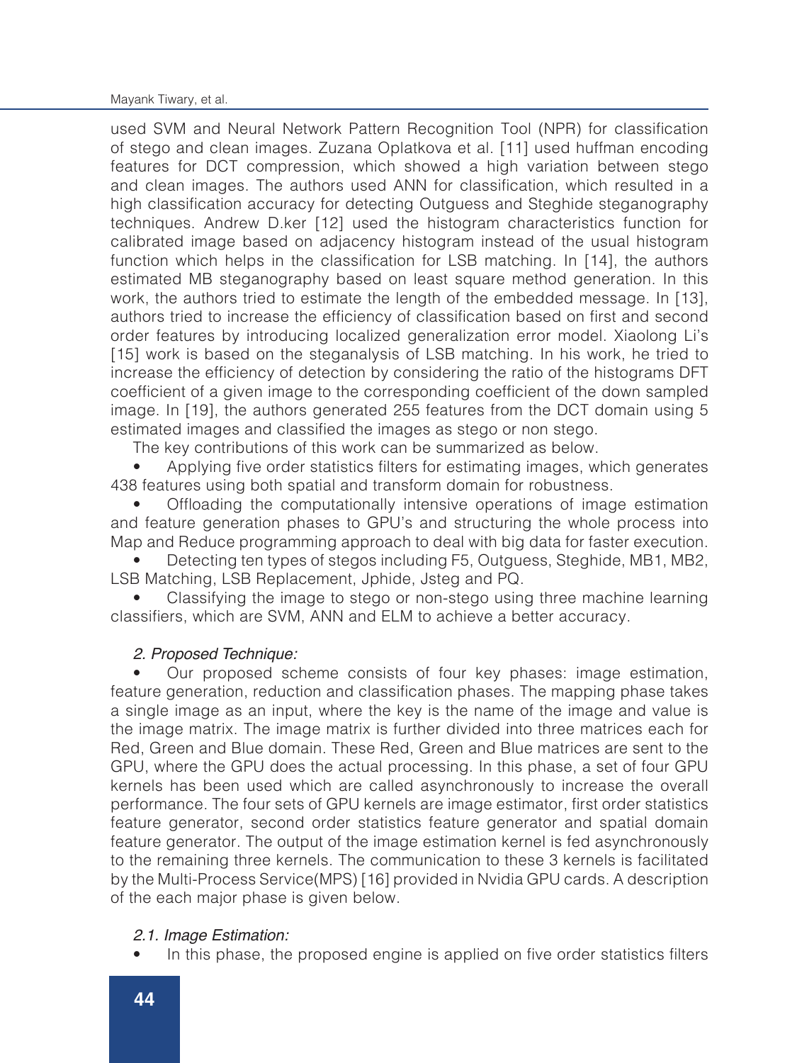used SVM and Neural Network Pattern Recognition Tool (NPR) for classification of stego and clean images. Zuzana Oplatkova et al. [11] used huffman encoding features for DCT compression, which showed a high variation between stego and clean images. The authors used ANN for classification, which resulted in a high classification accuracy for detecting Outguess and Steghide steganography techniques. Andrew D.ker [12] used the histogram characteristics function for calibrated image based on adjacency histogram instead of the usual histogram function which helps in the classification for LSB matching. In [14], the authors estimated MB steganography based on least square method generation. In this work, the authors tried to estimate the length of the embedded message. In [13], authors tried to increase the efficiency of classification based on first and second order features by introducing localized generalization error model. Xiaolong Li's [15] work is based on the steganalysis of LSB matching. In his work, he tried to increase the efficiency of detection by considering the ratio of the histograms DFT coefficient of a given image to the corresponding coefficient of the down sampled image. In [19], the authors generated 255 features from the DCT domain using 5 estimated images and classified the images as stego or non stego.

The key contributions of this work can be summarized as below.

- Applying five order statistics filters for estimating images, which generates 438 features using both spatial and transform domain for robustness.
- Offloading the computationally intensive operations of image estimation and feature generation phases to GPU's and structuring the whole process into Map and Reduce programming approach to deal with big data for faster execution.
- Detecting ten types of stegos including F5, Outguess, Steghide, MB1, MB2, LSB Matching, LSB Replacement, Jphide, Jsteg and PQ.
- Classifying the image to stego or non-stego using three machine learning classifiers, which are SVM, ANN and ELM to achieve a better accuracy.

### *2. Proposed Technique:*

- Our proposed scheme consists of four key phases: image estimation, feature generation, reduction and classification phases. The mapping phase takes a single image as an input, where the key is the name of the image and value is the image matrix. The image matrix is further divided into three matrices each for Red, Green and Blue domain. These Red, Green and Blue matrices are sent to the GPU, where the GPU does the actual processing. In this phase, a set of four GPU kernels has been used which are called asynchronously to increase the overall performance. The four sets of GPU kernels are image estimator, first order statistics feature generator, second order statistics feature generator and spatial domain feature generator. The output of the image estimation kernel is fed asynchronously to the remaining three kernels. The communication to these 3 kernels is facilitated by the Multi-Process Service(MPS) [16] provided in Nvidia GPU cards. A description of the each major phase is given below.

### *2.1. Image Estimation:*

- In this phase, the proposed engine is applied on five order statistics filters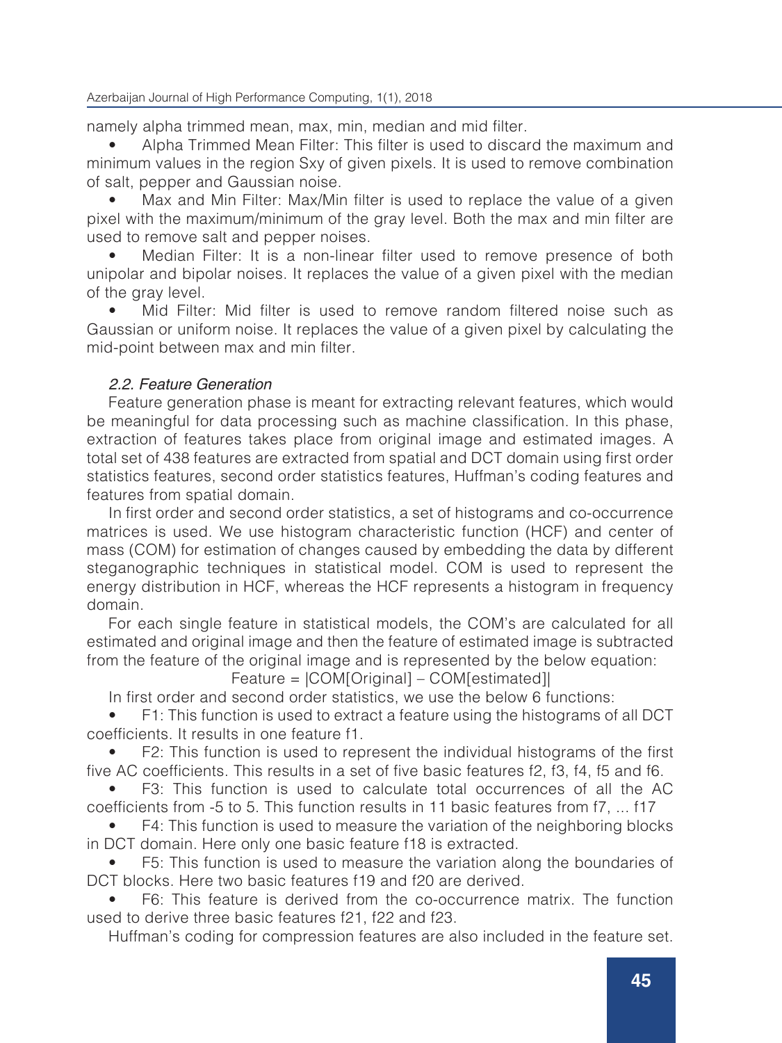namely alpha trimmed mean, max, min, median and mid filter.

- Alpha Trimmed Mean Filter: This filter is used to discard the maximum and minimum values in the region Sxy of given pixels. It is used to remove combination of salt, pepper and Gaussian noise.
- Max and Min Filter: Max/Min filter is used to replace the value of a given pixel with the maximum/minimum of the gray level. Both the max and min filter are used to remove salt and pepper noises.
- Median Filter: It is a non-linear filter used to remove presence of both unipolar and bipolar noises. It replaces the value of a given pixel with the median of the gray level.
- Mid Filter: Mid filter is used to remove random filtered noise such as Gaussian or uniform noise. It replaces the value of a given pixel by calculating the mid-point between max and min filter.

### *2.2. Feature Generation*

Feature generation phase is meant for extracting relevant features, which would be meaningful for data processing such as machine classification. In this phase, extraction of features takes place from original image and estimated images. A total set of 438 features are extracted from spatial and DCT domain using first order statistics features, second order statistics features, Huffman's coding features and features from spatial domain.

In first order and second order statistics, a set of histograms and co-occurrence matrices is used. We use histogram characteristic function (HCF) and center of mass (COM) for estimation of changes caused by embedding the data by different steganographic techniques in statistical model. COM is used to represent the energy distribution in HCF, whereas the HCF represents a histogram in frequency domain.

For each single feature in statistical models, the COM's are calculated for all estimated and original image and then the feature of estimated image is subtracted from the feature of the original image and is represented by the below equation:

$$\text{Feature} = |\text{COM[Original]} - \text{COM[estimated]}|$$

In first order and second order statistics, we use the below 6 functions:

- F1: This function is used to extract a feature using the histograms of all DCT coefficients. It results in one feature f1.
- F2: This function is used to represent the individual histograms of the first five AC coefficients. This results in a set of five basic features f2, f3, f4, f5 and f6.
- F3: This function is used to calculate total occurrences of all the AC coefficients from -5 to 5. This function results in 11 basic features from f7, ... f17
- F4: This function is used to measure the variation of the neighboring blocks in DCT domain. Here only one basic feature f18 is extracted.
- F5: This function is used to measure the variation along the boundaries of DCT blocks. Here two basic features f19 and f20 are derived.
- F6: This feature is derived from the co-occurrence matrix. The function used to derive three basic features f21, f22 and f23.

Huffman's coding for compression features are also included in the feature set.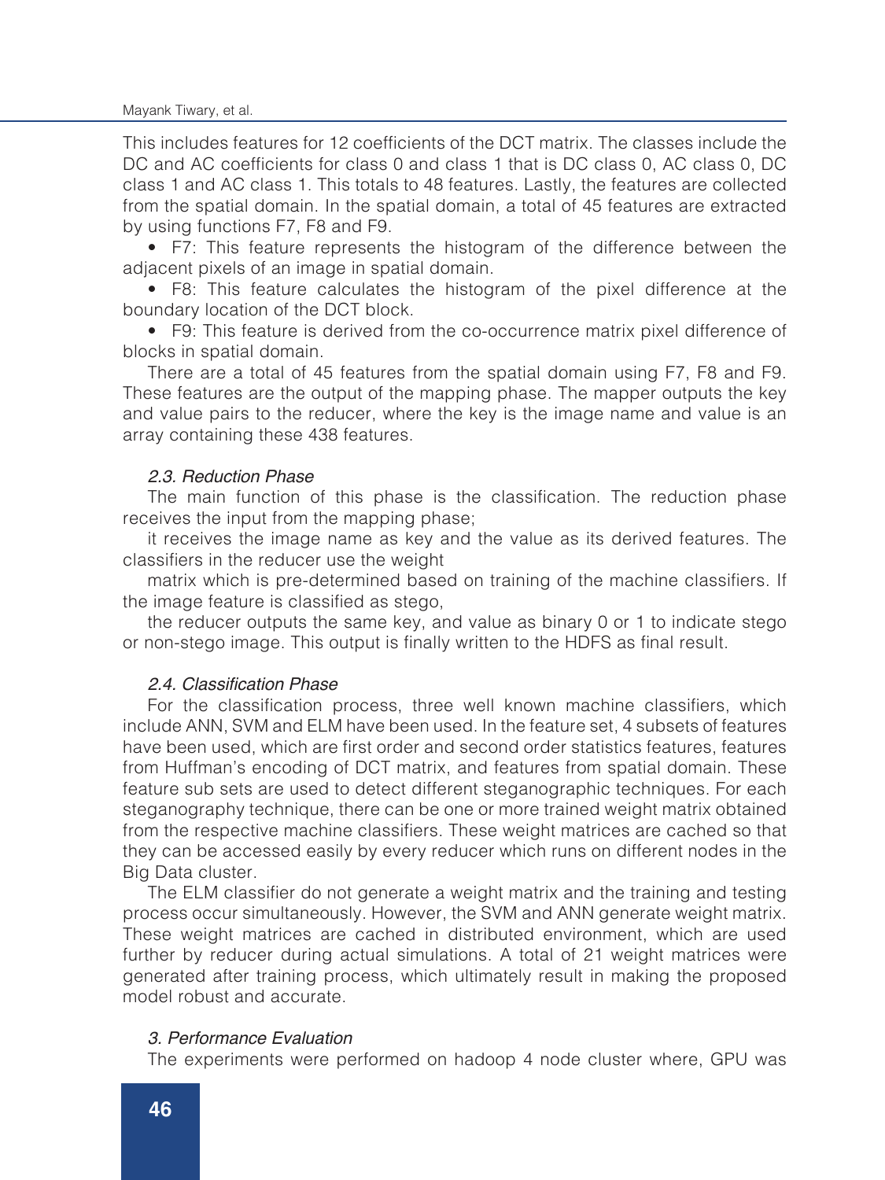This includes features for 12 coefficients of the DCT matrix. The classes include the DC and AC coefficients for class 0 and class 1 that is DC class 0, AC class 0, DC class 1 and AC class 1. This totals to 48 features. Lastly, the features are collected from the spatial domain. In the spatial domain, a total of 45 features are extracted by using functions F7, F8 and F9.

- F7: This feature represents the histogram of the difference between the adjacent pixels of an image in spatial domain.
- F8: This feature calculates the histogram of the pixel difference at the boundary location of the DCT block.
- F9: This feature is derived from the co-occurrence matrix pixel difference of blocks in spatial domain.

There are a total of 45 features from the spatial domain using F7, F8 and F9. These features are the output of the mapping phase. The mapper outputs the key and value pairs to the reducer, where the key is the image name and value is an array containing these 438 features.

### *2.3. Reduction Phase*

The main function of this phase is the classification. The reduction phase receives the input from the mapping phase;

it receives the image name as key and the value as its derived features. The classifiers in the reducer use the weight

matrix which is pre-determined based on training of the machine classifiers. If the image feature is classified as stego,

the reducer outputs the same key, and value as binary 0 or 1 to indicate stego or non-stego image. This output is finally written to the HDFS as final result.

### *2.4. Classification Phase*

For the classification process, three well known machine classifiers, which include ANN, SVM and ELM have been used. In the feature set, 4 subsets of features have been used, which are first order and second order statistics features, features from Huffman's encoding of DCT matrix, and features from spatial domain. These feature sub sets are used to detect different steganographic techniques. For each steganography technique, there can be one or more trained weight matrix obtained from the respective machine classifiers. These weight matrices are cached so that they can be accessed easily by every reducer which runs on different nodes in the Big Data cluster.

The ELM classifier do not generate a weight matrix and the training and testing process occur simultaneously. However, the SVM and ANN generate weight matrix. These weight matrices are cached in distributed environment, which are used further by reducer during actual simulations. A total of 21 weight matrices were generated after training process, which ultimately result in making the proposed model robust and accurate.

## *3. Performance Evaluation*

The experiments were performed on hadoop 4 node cluster where, GPU was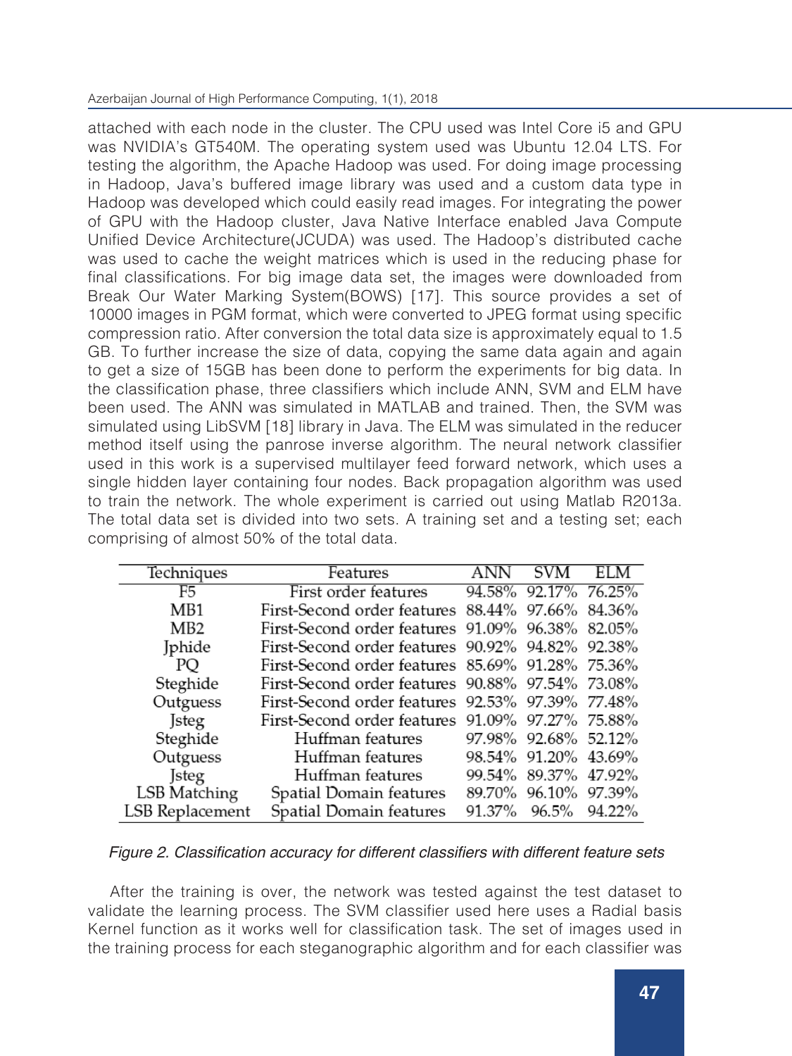attached with each node in the cluster. The CPU used was Intel Core i5 and GPU was NVIDIA's GT540M. The operating system used was Ubuntu 12.04 LTS. For testing the algorithm, the Apache Hadoop was used. For doing image processing in Hadoop, Java's buffered image library was used and a custom data type in Hadoop was developed which could easily read images. For integrating the power of GPU with the Hadoop cluster, Java Native Interface enabled Java Compute Unified Device Architecture(JCUDA) was used. The Hadoop's distributed cache was used to cache the weight matrices which is used in the reducing phase for final classifications. For big image data set, the images were downloaded from Break Our Water Marking System(BOWS) [17]. This source provides a set of 10000 images in PGM format, which were converted to JPEG format using specific compression ratio. After conversion the total data size is approximately equal to 1.5 GB. To further increase the size of data, copying the same data again and again to get a size of 15GB has been done to perform the experiments for big data. In the classification phase, three classifiers which include ANN, SVM and ELM have been used. The ANN was simulated in MATLAB and trained. Then, the SVM was simulated using LibSVM [18] library in Java. The ELM was simulated in the reducer method itself using the panrose inverse algorithm. The neural network classifier used in this work is a supervised multilayer feed forward network, which uses a single hidden layer containing four nodes. Back propagation algorithm was used to train the network. The whole experiment is carried out using Matlab R2013a. The total data set is divided into two sets. A training set and a testing set; each comprising of almost 50% of the total data.

| Techniques | Features | ANN | SVM | ELM |
|---|---|---|---|---|
| F5 | First order features | 94.58% | 92.17% | 76.25% |
| MB1 | First-Second order features | 88.44% | 97.66% | 84.36% |
| MB2 | First-Second order features | 91.09% | 96.38% | 82.05% |
| Jphide | First-Second order features | 90.92% | 94.82% | 92.38% |
| PQ | First-Second order features | 85.69% | 91.28% | 75.36% |
| Steghide | First-Second order features | 90.88% | 97.54% | 73.08% |
| Outguess | First-Second order features | 92.53% | 97.39% | 77.48% |
| Jsteg | First-Second order features | 91.09% | 97.27% | 75.88% |
| Steghide | Huffman features | 97.98% | 92.68% | 52.12% |
| Outguess | Huffman features | 98.54% | 91.20% | 43.69% |
| Jsteg | Huffman features | 99.54% | 89.37% | 47.92% |
| LSB Matching | Spatial Domain features | 89.70% | 96.10% | 97.39% |
| LSB Replacement | Spatial Domain features | 91.37% | 96.5% | 94.22% |

*Figure 2. Classification accuracy for different classifiers with different feature sets*

After the training is over, the network was tested against the test dataset to validate the learning process. The SVM classifier used here uses a Radial basis Kernel function as it works well for classification task. The set of images used in the training process for each steganographic algorithm and for each classifier was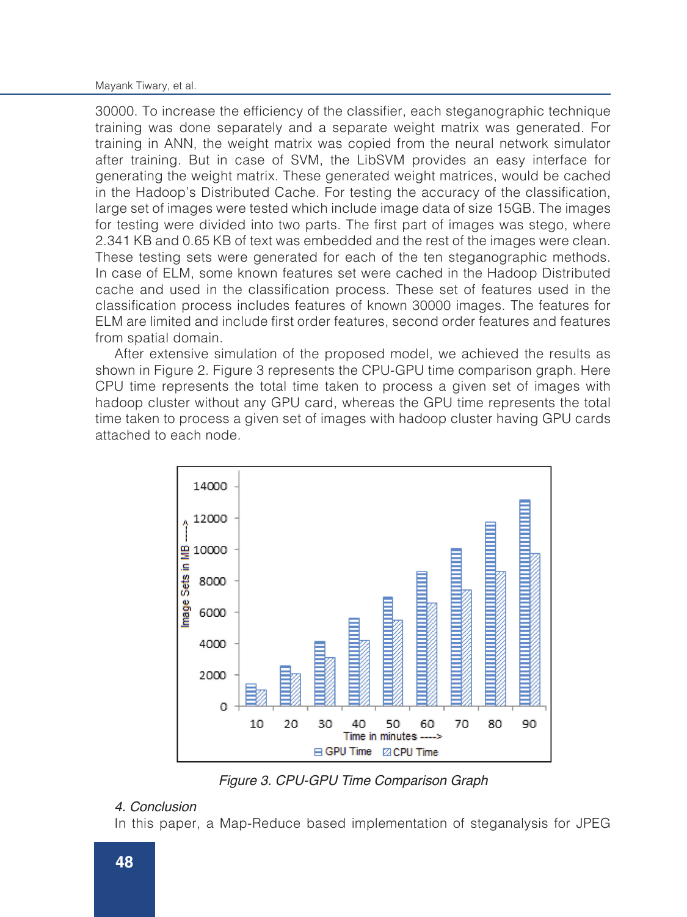30000. To increase the efficiency of the classifier, each steganographic technique training was done separately and a separate weight matrix was generated. For training in ANN, the weight matrix was copied from the neural network simulator after training. But in case of SVM, the LibSVM provides an easy interface for generating the weight matrix. These generated weight matrices, would be cached in the Hadoop's Distributed Cache. For testing the accuracy of the classification, large set of images were tested which include image data of size 15GB. The images for testing were divided into two parts. The first part of images was stego, where 2.341 KB and 0.65 KB of text was embedded and the rest of the images were clean. These testing sets were generated for each of the ten steganographic methods. In case of ELM, some known features set were cached in the Hadoop Distributed cache and used in the classification process. These set of features used in the classification process includes features of known 30000 images. The features for ELM are limited and include first order features, second order features and features from spatial domain.

After extensive simulation of the proposed model, we achieved the results as shown in Figure 2. Figure 3 represents the CPU-GPU time comparison graph. Here CPU time represents the total time taken to process a given set of images with hadoop cluster without any GPU card, whereas the GPU time represents the total time taken to process a given set of images with hadoop cluster having GPU cards attached to each node.

*Figure 3. CPU-GPU Time Comparison Graph*

## 4. Conclusion

In this paper, a Map-Reduce based implementation of steganalysis for JPEG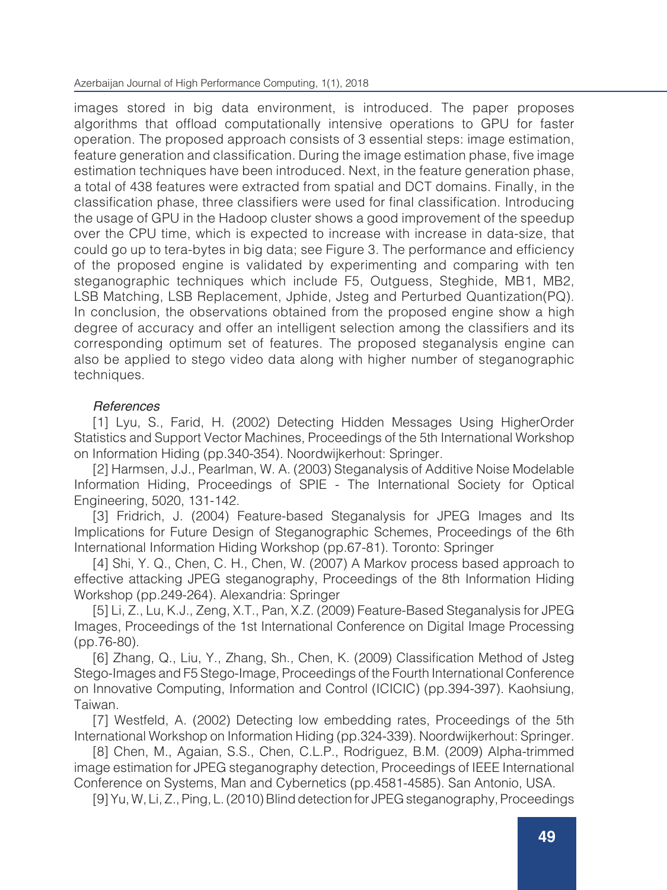images stored in big data environment, is introduced. The paper proposes algorithms that offload computationally intensive operations to GPU for faster operation. The proposed approach consists of 3 essential steps: image estimation, feature generation and classification. During the image estimation phase, five image estimation techniques have been introduced. Next, in the feature generation phase, a total of 438 features were extracted from spatial and DCT domains. Finally, in the classification phase, three classifiers were used for final classification. Introducing the usage of GPU in the Hadoop cluster shows a good improvement of the speedup over the CPU time, which is expected to increase with increase in data-size, that could go up to tera-bytes in big data; see Figure 3. The performance and efficiency of the proposed engine is validated by experimenting and comparing with ten steganographic techniques which include F5, Outguess, Steghide, MB1, MB2, LSB Matching, LSB Replacement, Jphide, Jsteg and Perturbed Quantization(PQ). In conclusion, the observations obtained from the proposed engine show a high degree of accuracy and offer an intelligent selection among the classifiers and its corresponding optimum set of features. The proposed steganalysis engine can also be applied to stego video data along with higher number of steganographic techniques.

### *References*

[1] Lyu, S., Farid, H. (2002) Detecting Hidden Messages Using HigherOrder Statistics and Support Vector Machines, Proceedings of the 5th International Workshop on Information Hiding (pp.340-354). Noordwijkerhout: Springer.

[2] Harmsen, J.J., Pearlman, W. A. (2003) Steganalysis of Additive Noise Modelable Information Hiding, Proceedings of SPIE - The International Society for Optical Engineering, 5020, 131-142.

[3] Fridrich, J. (2004) Feature-based Steganalysis for JPEG Images and Its Implications for Future Design of Steganographic Schemes, Proceedings of the 6th International Information Hiding Workshop (pp.67-81). Toronto: Springer

[4] Shi, Y. Q., Chen, C. H., Chen, W. (2007) A Markov process based approach to effective attacking JPEG steganography, Proceedings of the 8th Information Hiding Workshop (pp.249-264). Alexandria: Springer

[5] Li, Z., Lu, K.J., Zeng, X.T., Pan, X.Z. (2009) Feature-Based Steganalysis for JPEG Images, Proceedings of the 1st International Conference on Digital Image Processing (pp.76-80).

[6] Zhang, Q., Liu, Y., Zhang, Sh., Chen, K. (2009) Classification Method of Jsteg Stego-Images and F5 Stego-Image, Proceedings of the Fourth International Conference on Innovative Computing, Information and Control (ICICIC) (pp.394-397). Kaohsiung, Taiwan.

[7] Westfeld, A. (2002) Detecting low embedding rates, Proceedings of the 5th International Workshop on Information Hiding (pp.324-339). Noordwijkerhout: Springer.

[8] Chen, M., Agaian, S.S., Chen, C.L.P., Rodriguez, B.M. (2009) Alpha-trimmed image estimation for JPEG steganography detection, Proceedings of IEEE International Conference on Systems, Man and Cybernetics (pp.4581-4585). San Antonio, USA.

[9] Yu, W, Li, Z., Ping, L. (2010) Blind detection for JPEG steganography, Proceedings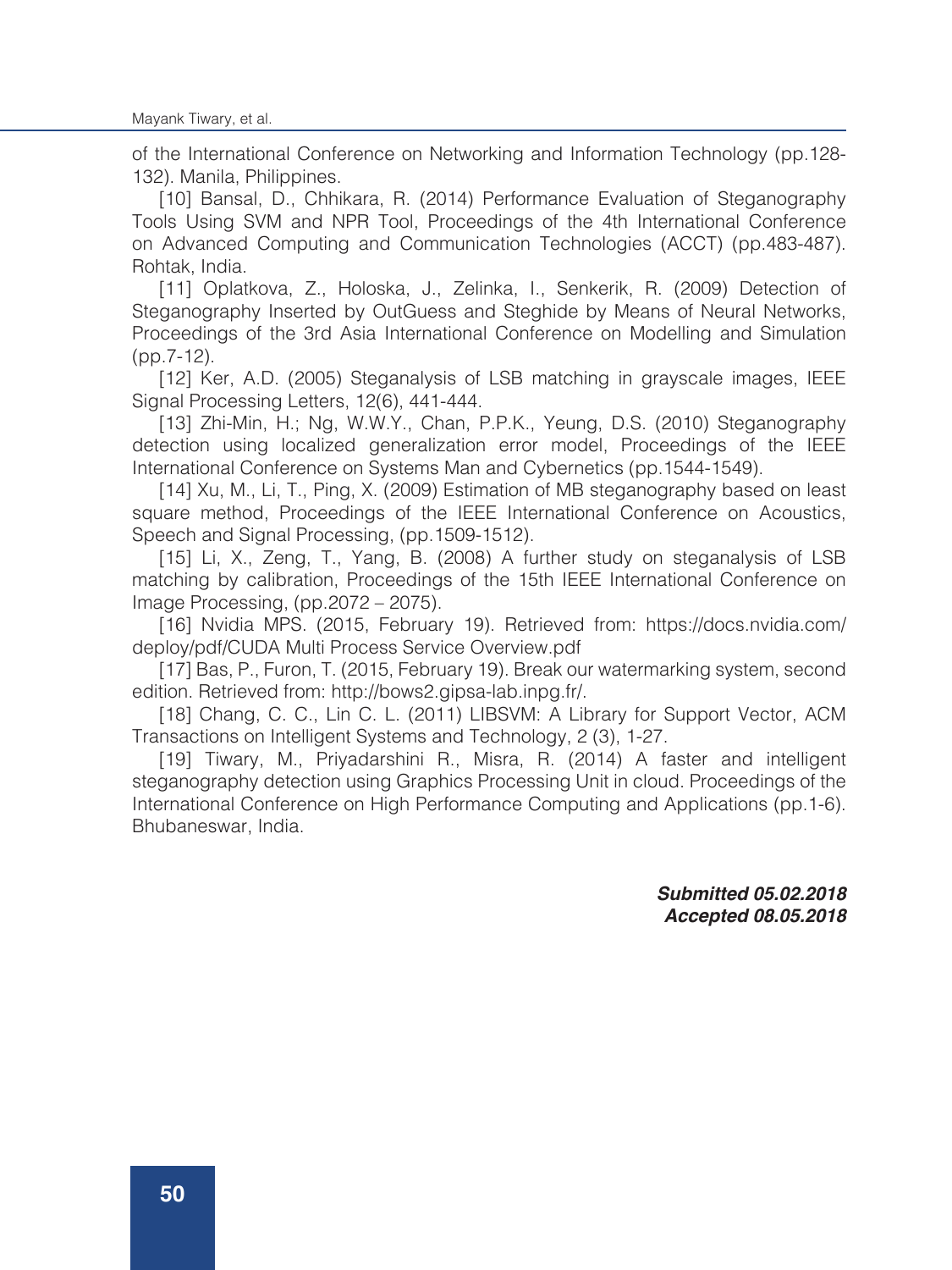of the International Conference on Networking and Information Technology (pp.128-132). Manila, Philippines.

[10] Bansal, D., Chhikara, R. (2014) Performance Evaluation of Steganography Tools Using SVM and NPR Tool, Proceedings of the 4th International Conference on Advanced Computing and Communication Technologies (ACCT) (pp.483-487). Rohtak, India.

[11] Oplatkova, Z., Holoska, J., Zelinka, I., Senkerik, R. (2009) Detection of Steganography Inserted by OutGuess and Steghide by Means of Neural Networks, Proceedings of the 3rd Asia International Conference on Modelling and Simulation (pp.7-12).

[12] Ker, A.D. (2005) Steganalysis of LSB matching in grayscale images, IEEE Signal Processing Letters, 12(6), 441-444.

[13] Zhi-Min, H.; Ng, W.W.Y., Chan, P.P.K., Yeung, D.S. (2010) Steganography detection using localized generalization error model, Proceedings of the IEEE International Conference on Systems Man and Cybernetics (pp.1544-1549).

[14] Xu, M., Li, T., Ping, X. (2009) Estimation of MB steganography based on least square method, Proceedings of the IEEE International Conference on Acoustics, Speech and Signal Processing, (pp.1509-1512).

[15] Li, X., Zeng, T., Yang, B. (2008) A further study on steganalysis of LSB matching by calibration, Proceedings of the 15th IEEE International Conference on Image Processing, (pp.2072 – 2075).

[16] Nvidia MPS. (2015, February 19). Retrieved from: https://docs.nvidia.com/deploy/pdf/CUDA Multi Process Service Overview.pdf

[17] Bas, P., Furon, T. (2015, February 19). Break our watermarking system, second edition. Retrieved from: http://bows2.gipsa-lab.inpg.fr/.

[18] Chang, C. C., Lin C. L. (2011) LIBSVM: A Library for Support Vector, ACM Transactions on Intelligent Systems and Technology, 2 (3), 1-27.

[19] Tiwary, M., Priyadarshini R., Misra, R. (2014) A faster and intelligent steganography detection using Graphics Processing Unit in cloud. Proceedings of the International Conference on High Performance Computing and Applications (pp.1-6). Bhubaneswar, India.

***Submitted 05.02.2018***
***Accepted 08.05.2018***